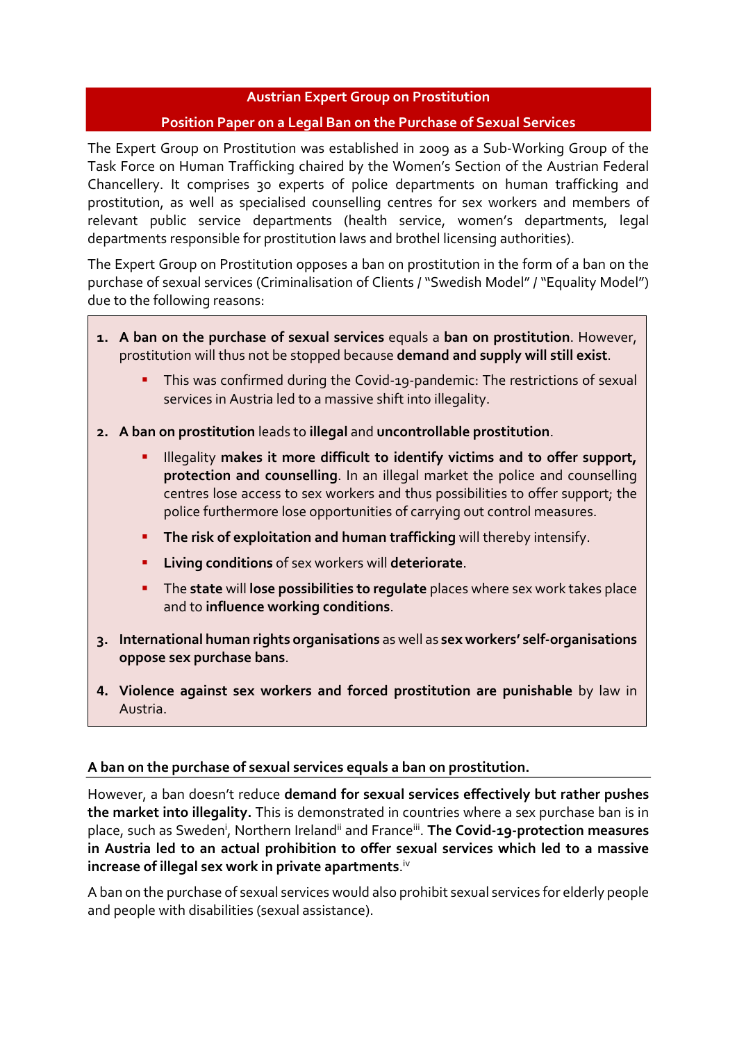# Austrian Expert Group on Prostitution

## Position Paper on a Legal Ban on the Purchase of Sexual Services

The Expert Group on Prostitution was established in 2009 as a Sub-Working Group of the Task Force on Human Trafficking chaired by the Women's Section of the Austrian Federal Chancellery. It comprises 30 experts of police departments on human trafficking and prostitution, as well as specialised counselling centres for sex workers and members of relevant public service departments (health service, women's departments, legal departments responsible for prostitution laws and brothel licensing authorities).

The Expert Group on Prostitution opposes a ban on prostitution in the form of a ban on the purchase of sexual services (Criminalisation of Clients / "Swedish Model" / "Equality Model") due to the following reasons:

1. **A ban on the purchase of sexual services** equals a **ban on prostitution**. However, prostitution will thus not be stopped because **demand and supply will still exist**.
   - This was confirmed during the Covid-19-pandemic: The restrictions of sexual services in Austria led to a massive shift into illegality.
2. **A ban on prostitution** leads to **illegal** and **uncontrollable prostitution**.
   - Illegality **makes it more difficult to identify victims and to offer support, protection and counselling**. In an illegal market the police and counselling centres lose access to sex workers and thus possibilities to offer support; the police furthermore lose opportunities of carrying out control measures.
   - **The risk of exploitation and human trafficking** will thereby intensify.
   - **Living conditions** of sex workers will **deteriorate**.
   - The **state** will **lose possibilities to regulate** places where sex work takes place and to **influence working conditions**.
3. **International human rights organisations** as well as **sex workers' self-organisations oppose sex purchase bans**.
4. **Violence against sex workers and forced prostitution are punishable** by law in Austria.

### A ban on the purchase of sexual services equals a ban on prostitution.

However, a ban doesn't reduce **demand for sexual services effectively but rather pushes the market into illegality.** This is demonstrated in countries where a sex purchase ban is in place, such as Sweden[i], Northern Ireland[ii] and France[iii]. **The Covid-19-protection measures in Austria led to an actual prohibition to offer sexual services which led to a massive increase of illegal sex work in private apartments**.[iv]

A ban on the purchase of sexual services would also prohibit sexual services for elderly people and people with disabilities (sexual assistance).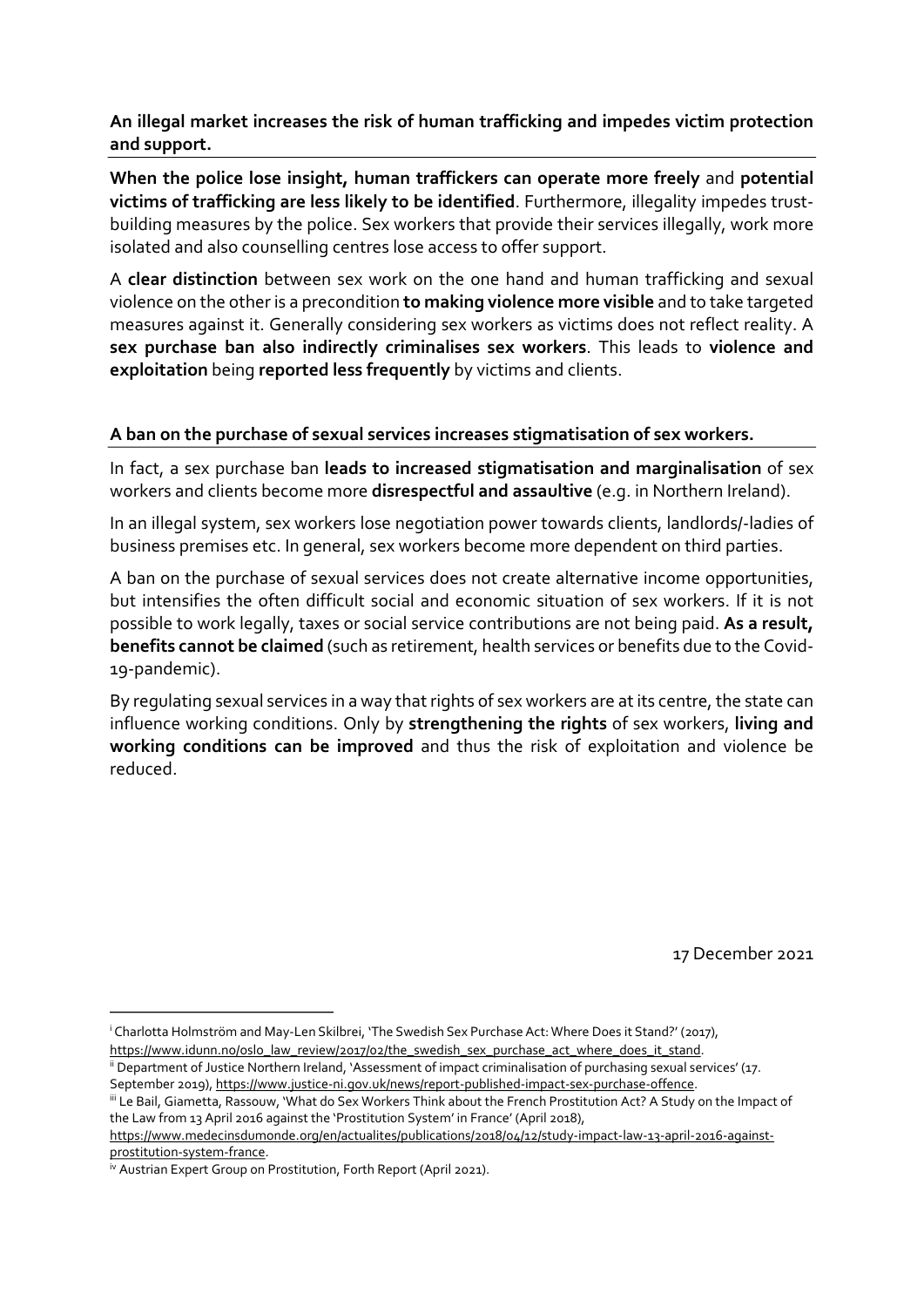**An illegal market increases the risk of human trafficking and impedes victim protection and support.**

**When the police lose insight, human traffickers can operate more freely** and **potential victims of trafficking are less likely to be identified**. Furthermore, illegality impedes trust-building measures by the police. Sex workers that provide their services illegally, work more isolated and also counselling centres lose access to offer support.

A **clear distinction** between sex work on the one hand and human trafficking and sexual violence on the other is a precondition **to making violence more visible** and to take targeted measures against it. Generally considering sex workers as victims does not reflect reality. A **sex purchase ban also indirectly criminalises sex workers**. This leads to **violence and exploitation** being **reported less frequently** by victims and clients.

**A ban on the purchase of sexual services increases stigmatisation of sex workers.**

In fact, a sex purchase ban **leads to increased stigmatisation and marginalisation** of sex workers and clients become more **disrespectful and assaultive** (e.g. in Northern Ireland).

In an illegal system, sex workers lose negotiation power towards clients, landlords/-ladies of business premises etc. In general, sex workers become more dependent on third parties.

A ban on the purchase of sexual services does not create alternative income opportunities, but intensifies the often difficult social and economic situation of sex workers. If it is not possible to work legally, taxes or social service contributions are not being paid. **As a result, benefits cannot be claimed** (such as retirement, health services or benefits due to the Covid-19-pandemic).

By regulating sexual services in a way that rights of sex workers are at its centre, the state can influence working conditions. Only by **strengthening the rights** of sex workers, **living and working conditions can be improved** and thus the risk of exploitation and violence be reduced.

17 December 2021

---

[i] Charlotta Holmström and May-Len Skilbrei, 'The Swedish Sex Purchase Act: Where Does it Stand?' (2017), https://www.idunn.no/oslo_law_review/2017/02/the_swedish_sex_purchase_act_where_does_it_stand.

[ii] Department of Justice Northern Ireland, 'Assessment of impact criminalisation of purchasing sexual services' (17. September 2019), https://www.justice-ni.gov.uk/news/report-published-impact-sex-purchase-offence.

[iii] Le Bail, Giametta, Rassouw, 'What do Sex Workers Think about the French Prostitution Act? A Study on the Impact of the Law from 13 April 2016 against the 'Prostitution System' in France' (April 2018), https://www.medecinsdumonde.org/en/actualites/publications/2018/04/12/study-impact-law-13-april-2016-against-prostitution-system-france.

[iv] Austrian Expert Group on Prostitution, Forth Report (April 2021).